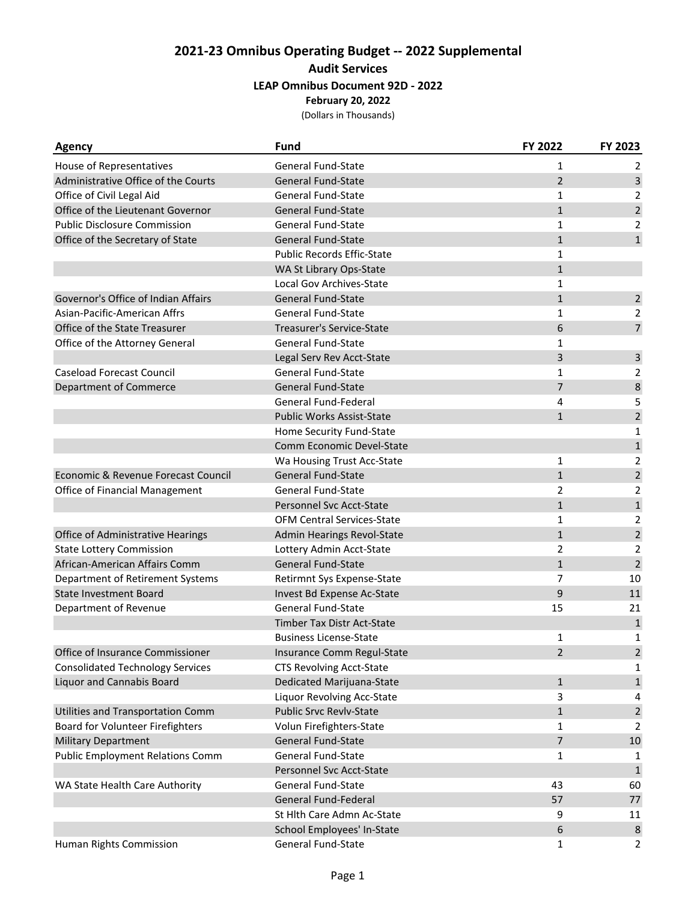# 2021-23 Omnibus Operating Budget -- 2022 Supplemental

## Audit Services

### LEAP Omnibus Document 92D - 2022

**February 20, 2022**

(Dollars in Thousands)

| Agency | Fund | FY 2022 | FY 2023 |
|---|---|---|---|
| House of Representatives | General Fund-State | 1 | 2 |
| Administrative Office of the Courts | General Fund-State | 2 | 3 |
| Office of Civil Legal Aid | General Fund-State | 1 | 2 |
| Office of the Lieutenant Governor | General Fund-State | 1 | 2 |
| Public Disclosure Commission | General Fund-State | 1 | 2 |
| Office of the Secretary of State | General Fund-State | 1 | 1 |
| | Public Records Effic-State | 1 | |
| | WA St Library Ops-State | 1 | |
| | Local Gov Archives-State | 1 | |
| Governor's Office of Indian Affairs | General Fund-State | 1 | 2 |
| Asian-Pacific-American Affrs | General Fund-State | 1 | 2 |
| Office of the State Treasurer | Treasurer's Service-State | 6 | 7 |
| Office of the Attorney General | General Fund-State | 1 | |
| | Legal Serv Rev Acct-State | 3 | 3 |
| Caseload Forecast Council | General Fund-State | 1 | 2 |
| Department of Commerce | General Fund-State | 7 | 8 |
| | General Fund-Federal | 4 | 5 |
| | Public Works Assist-State | 1 | 2 |
| | Home Security Fund-State | | 1 |
| | Comm Economic Devel-State | | 1 |
| | Wa Housing Trust Acc-State | 1 | 2 |
| Economic & Revenue Forecast Council | General Fund-State | 1 | 2 |
| Office of Financial Management | General Fund-State | 2 | 2 |
| | Personnel Svc Acct-State | 1 | 1 |
| | OFM Central Services-State | 1 | 2 |
| Office of Administrative Hearings | Admin Hearings Revol-State | 1 | 2 |
| State Lottery Commission | Lottery Admin Acct-State | 2 | 2 |
| African-American Affairs Comm | General Fund-State | 1 | 2 |
| Department of Retirement Systems | Retirmnt Sys Expense-State | 7 | 10 |
| State Investment Board | Invest Bd Expense Ac-State | 9 | 11 |
| Department of Revenue | General Fund-State | 15 | 21 |
| | Timber Tax Distr Act-State | | 1 |
| | Business License-State | 1 | 1 |
| Office of Insurance Commissioner | Insurance Comm Regul-State | 2 | 2 |
| Consolidated Technology Services | CTS Revolving Acct-State | | 1 |
| Liquor and Cannabis Board | Dedicated Marijuana-State | 1 | 1 |
| | Liquor Revolving Acc-State | 3 | 4 |
| Utilities and Transportation Comm | Public Srvc Revlv-State | 1 | 2 |
| Board for Volunteer Firefighters | Volun Firefighters-State | 1 | 2 |
| Military Department | General Fund-State | 7 | 10 |
| Public Employment Relations Comm | General Fund-State | 1 | 1 |
| | Personnel Svc Acct-State | | 1 |
| WA State Health Care Authority | General Fund-State | 43 | 60 |
| | General Fund-Federal | 57 | 77 |
| | St Hlth Care Admn Ac-State | 9 | 11 |
| | School Employees' In-State | 6 | 8 |
| Human Rights Commission | General Fund-State | 1 | 2 |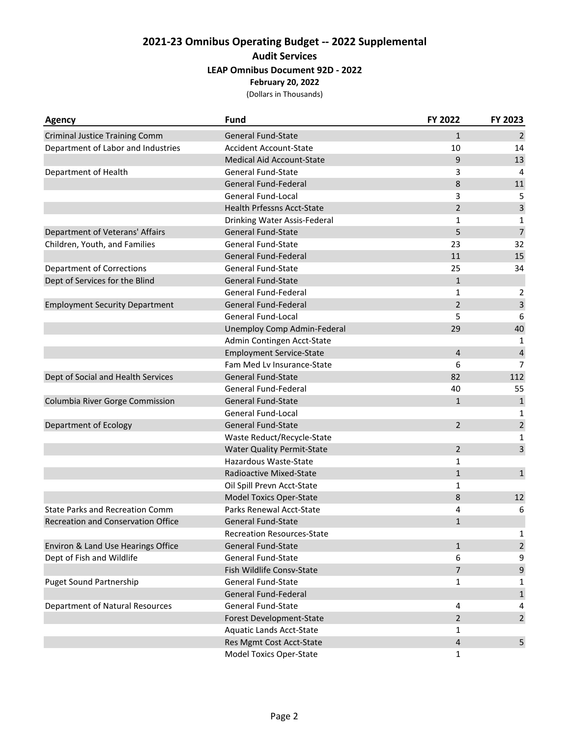# 2021-23 Omnibus Operating Budget -- 2022 Supplemental

## Audit Services

### LEAP Omnibus Document 92D - 2022

**February 20, 2022**

(Dollars in Thousands)

| Agency | Fund | FY 2022 | FY 2023 |
|---|---|---|---|
| Criminal Justice Training Comm | General Fund-State | 1 | 2 |
| Department of Labor and Industries | Accident Account-State | 10 | 14 |
| | Medical Aid Account-State | 9 | 13 |
| Department of Health | General Fund-State | 3 | 4 |
| | General Fund-Federal | 8 | 11 |
| | General Fund-Local | 3 | 5 |
| | Health Prfessns Acct-State | 2 | 3 |
| | Drinking Water Assis-Federal | 1 | 1 |
| Department of Veterans' Affairs | General Fund-State | 5 | 7 |
| Children, Youth, and Families | General Fund-State | 23 | 32 |
| | General Fund-Federal | 11 | 15 |
| Department of Corrections | General Fund-State | 25 | 34 |
| Dept of Services for the Blind | General Fund-State | 1 | |
| | General Fund-Federal | 1 | 2 |
| Employment Security Department | General Fund-Federal | 2 | 3 |
| | General Fund-Local | 5 | 6 |
| | Unemploy Comp Admin-Federal | 29 | 40 |
| | Admin Contingen Acct-State | | 1 |
| | Employment Service-State | 4 | 4 |
| | Fam Med Lv Insurance-State | 6 | 7 |
| Dept of Social and Health Services | General Fund-State | 82 | 112 |
| | General Fund-Federal | 40 | 55 |
| Columbia River Gorge Commission | General Fund-State | 1 | 1 |
| | General Fund-Local | | 1 |
| Department of Ecology | General Fund-State | 2 | 2 |
| | Waste Reduct/Recycle-State | | 1 |
| | Water Quality Permit-State | 2 | 3 |
| | Hazardous Waste-State | 1 | |
| | Radioactive Mixed-State | 1 | 1 |
| | Oil Spill Prevn Acct-State | 1 | |
| | Model Toxics Oper-State | 8 | 12 |
| State Parks and Recreation Comm | Parks Renewal Acct-State | 4 | 6 |
| Recreation and Conservation Office | General Fund-State | 1 | |
| | Recreation Resources-State | | 1 |
| Environ & Land Use Hearings Office | General Fund-State | 1 | 2 |
| Dept of Fish and Wildlife | General Fund-State | 6 | 9 |
| | Fish Wildlife Consv-State | 7 | 9 |
| Puget Sound Partnership | General Fund-State | 1 | 1 |
| | General Fund-Federal | | 1 |
| Department of Natural Resources | General Fund-State | 4 | 4 |
| | Forest Development-State | 2 | 2 |
| | Aquatic Lands Acct-State | 1 | |
| | Res Mgmt Cost Acct-State | 4 | 5 |
| | Model Toxics Oper-State | 1 | |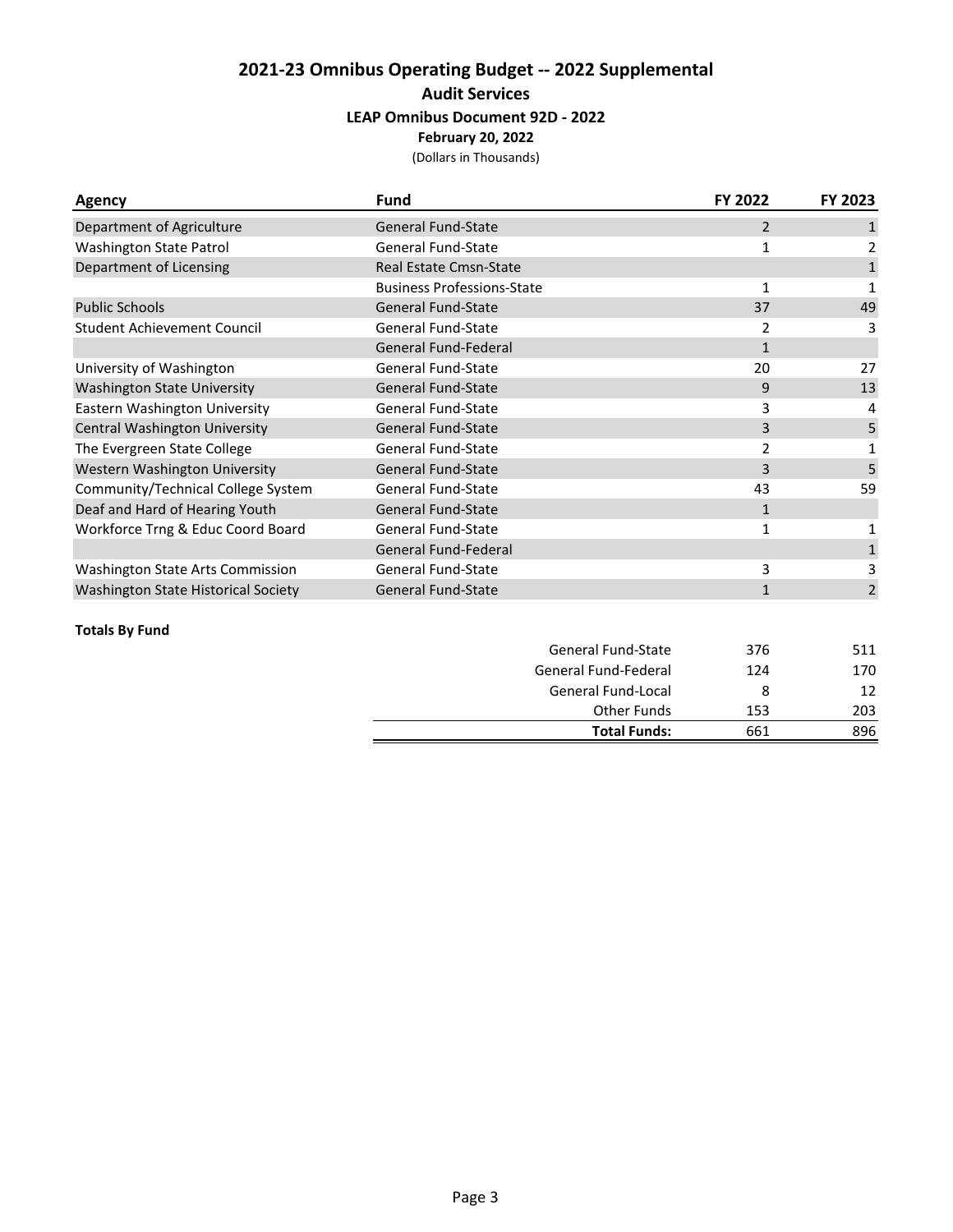## 2021-23 Omnibus Operating Budget -- 2022 Supplemental

### Audit Services

**LEAP Omnibus Document 92D - 2022**

**February 20, 2022**

(Dollars in Thousands)

| Agency | Fund | FY 2022 | FY 2023 |
|---|---|---|---|
| Department of Agriculture | General Fund-State | 2 | 1 |
| Washington State Patrol | General Fund-State | 1 | 2 |
| Department of Licensing | Real Estate Cmsn-State | | 1 |
| | Business Professions-State | 1 | 1 |
| Public Schools | General Fund-State | 37 | 49 |
| Student Achievement Council | General Fund-State | 2 | 3 |
| | General Fund-Federal | 1 | |
| University of Washington | General Fund-State | 20 | 27 |
| Washington State University | General Fund-State | 9 | 13 |
| Eastern Washington University | General Fund-State | 3 | 4 |
| Central Washington University | General Fund-State | 3 | 5 |
| The Evergreen State College | General Fund-State | 2 | 1 |
| Western Washington University | General Fund-State | 3 | 5 |
| Community/Technical College System | General Fund-State | 43 | 59 |
| Deaf and Hard of Hearing Youth | General Fund-State | 1 | |
| Workforce Trng & Educ Coord Board | General Fund-State | 1 | 1 |
| | General Fund-Federal | | 1 |
| Washington State Arts Commission | General Fund-State | 3 | 3 |
| Washington State Historical Society | General Fund-State | 1 | 2 |

**Totals By Fund**

| | FY 2022 | FY 2023 |
|---|---|---|
| General Fund-State | 376 | 511 |
| General Fund-Federal | 124 | 170 |
| General Fund-Local | 8 | 12 |
| Other Funds | 153 | 203 |
| **Total Funds:** | 661 | 896 |